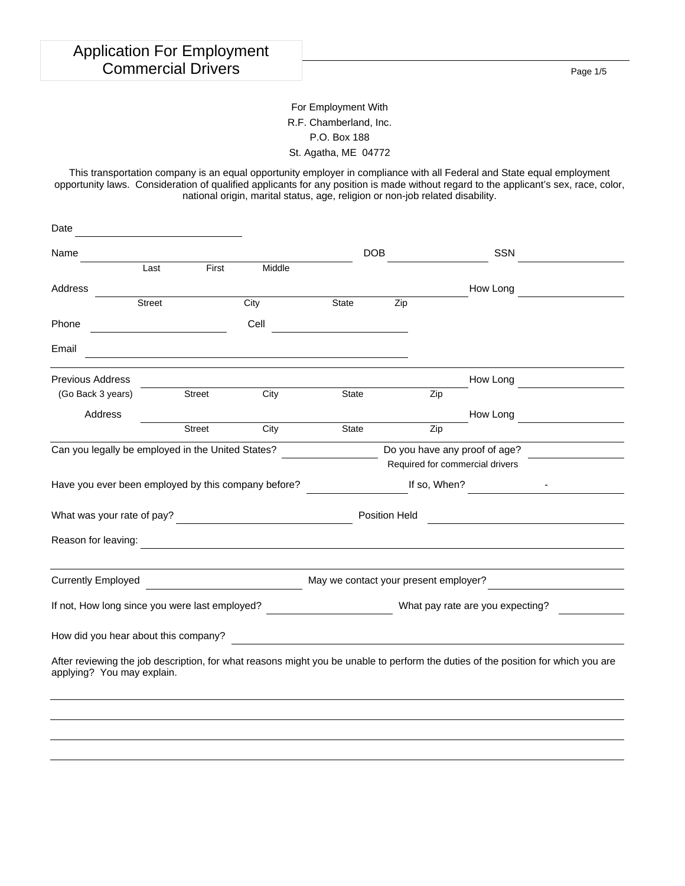# Application For Employment
## Commercial Drivers

For Employment With
R.F. Chamberland, Inc.
P.O. Box 188
St. Agatha, ME 04772

This transportation company is an equal opportunity employer in compliance with all Federal and State equal employment opportunity laws. Consideration of qualified applicants for any position is made without regard to the applicant's sex, race, color, national origin, marital status, age, religion or non-job related disability.

Date ______________________

Name ______________________ (Last / First / Middle) DOB ______________ SSN ______________

Address ______________________ (Street / City / State / Zip) How Long ______________

Phone ______________ Cell ______________

Email ______________________

Previous Address (Go Back 3 years) ______________________ (Street / City / State / Zip) How Long ______________

Address ______________________ (Street / City / State / Zip) How Long ______________

Can you legally be employed in the United States? ______________ Do you have any proof of age? ______________
Required for commercial drivers

Have you ever been employed by this company before? ______________ If so, When? ______ - ______

What was your rate of pay? ______________ Position Held ______________

Reason for leaving: ______________________

Currently Employed ______________ May we contact your present employer? ______________

If not, How long since you were last employed? ______________ What pay rate are you expecting? ______________

How did you hear about this company? ______________________

After reviewing the job description, for what reasons might you be unable to perform the duties of the position for which you are applying? You may explain.

______________________________________________

______________________________________________

______________________________________________

______________________________________________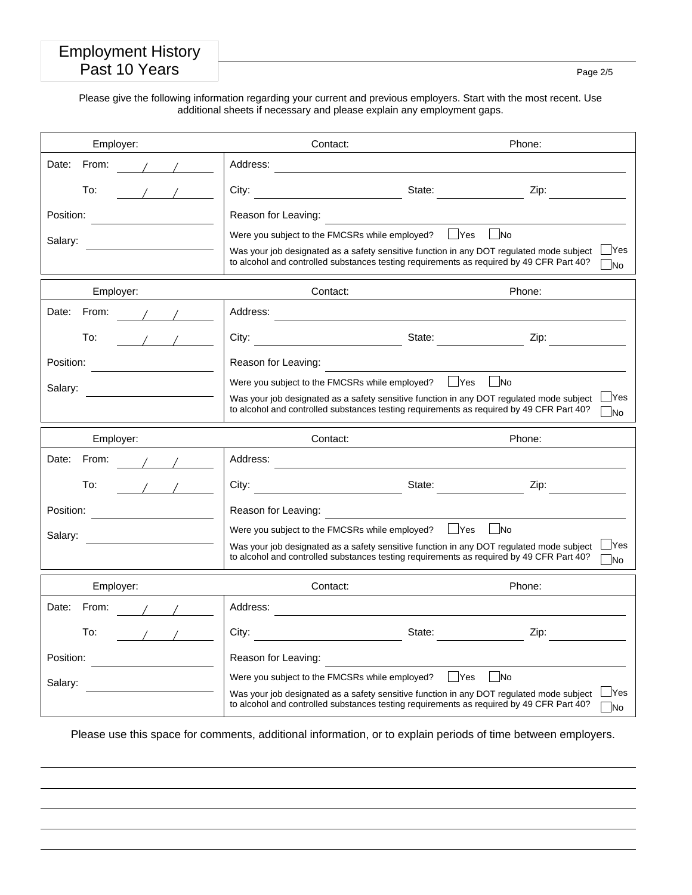# Employment History Past 10 Years

Please give the following information regarding your current and previous employers. Start with the most recent. Use additional sheets if necessary and please explain any employment gaps.

| Employer: | Contact: | Phone: |
|---|---|---|
| Date: From: \_\_\_/\_\_\_/\_\_\_ | Address: | |
| To: \_\_\_/\_\_\_/\_\_\_ | City: State: | Zip: |
| Position: | Reason for Leaving: | |
| Salary: | Were you subject to the FMCSRs while employed? ☐ Yes ☐ No | |
| | Was your job designated as a safety sensitive function in any DOT regulated mode subject to alcohol and controlled substances testing requirements as required by 49 CFR Part 40? | ☐ Yes ☐ No |

| Employer: | Contact: | Phone: |
|---|---|---|
| Date: From: \_\_\_/\_\_\_/\_\_\_ | Address: | |
| To: \_\_\_/\_\_\_/\_\_\_ | City: State: | Zip: |
| Position: | Reason for Leaving: | |
| Salary: | Were you subject to the FMCSRs while employed? ☐ Yes ☐ No | |
| | Was your job designated as a safety sensitive function in any DOT regulated mode subject to alcohol and controlled substances testing requirements as required by 49 CFR Part 40? | ☐ Yes ☐ No |

| Employer: | Contact: | Phone: |
|---|---|---|
| Date: From: \_\_\_/\_\_\_/\_\_\_ | Address: | |
| To: \_\_\_/\_\_\_/\_\_\_ | City: State: | Zip: |
| Position: | Reason for Leaving: | |
| Salary: | Were you subject to the FMCSRs while employed? ☐ Yes ☐ No | |
| | Was your job designated as a safety sensitive function in any DOT regulated mode subject to alcohol and controlled substances testing requirements as required by 49 CFR Part 40? | ☐ Yes ☐ No |

| Employer: | Contact: | Phone: |
|---|---|---|
| Date: From: \_\_\_/\_\_\_/\_\_\_ | Address: | |
| To: \_\_\_/\_\_\_/\_\_\_ | City: State: | Zip: |
| Position: | Reason for Leaving: | |
| Salary: | Were you subject to the FMCSRs while employed? ☐ Yes ☐ No | |
| | Was your job designated as a safety sensitive function in any DOT regulated mode subject to alcohol and controlled substances testing requirements as required by 49 CFR Part 40? | ☐ Yes ☐ No |

Please use this space for comments, additional information, or to explain periods of time between employers.

\_\_\_\_\_\_\_\_\_\_\_\_\_\_\_\_\_\_\_\_\_\_\_\_\_\_\_\_\_\_\_\_\_\_\_\_\_\_\_\_\_\_\_\_\_\_\_\_\_\_\_\_\_\_\_\_\_\_\_\_\_\_\_\_\_\_\_\_\_\_\_\_

\_\_\_\_\_\_\_\_\_\_\_\_\_\_\_\_\_\_\_\_\_\_\_\_\_\_\_\_\_\_\_\_\_\_\_\_\_\_\_\_\_\_\_\_\_\_\_\_\_\_\_\_\_\_\_\_\_\_\_\_\_\_\_\_\_\_\_\_\_\_\_\_

\_\_\_\_\_\_\_\_\_\_\_\_\_\_\_\_\_\_\_\_\_\_\_\_\_\_\_\_\_\_\_\_\_\_\_\_\_\_\_\_\_\_\_\_\_\_\_\_\_\_\_\_\_\_\_\_\_\_\_\_\_\_\_\_\_\_\_\_\_\_\_\_

\_\_\_\_\_\_\_\_\_\_\_\_\_\_\_\_\_\_\_\_\_\_\_\_\_\_\_\_\_\_\_\_\_\_\_\_\_\_\_\_\_\_\_\_\_\_\_\_\_\_\_\_\_\_\_\_\_\_\_\_\_\_\_\_\_\_\_\_\_\_\_\_

\_\_\_\_\_\_\_\_\_\_\_\_\_\_\_\_\_\_\_\_\_\_\_\_\_\_\_\_\_\_\_\_\_\_\_\_\_\_\_\_\_\_\_\_\_\_\_\_\_\_\_\_\_\_\_\_\_\_\_\_\_\_\_\_\_\_\_\_\_\_\_\_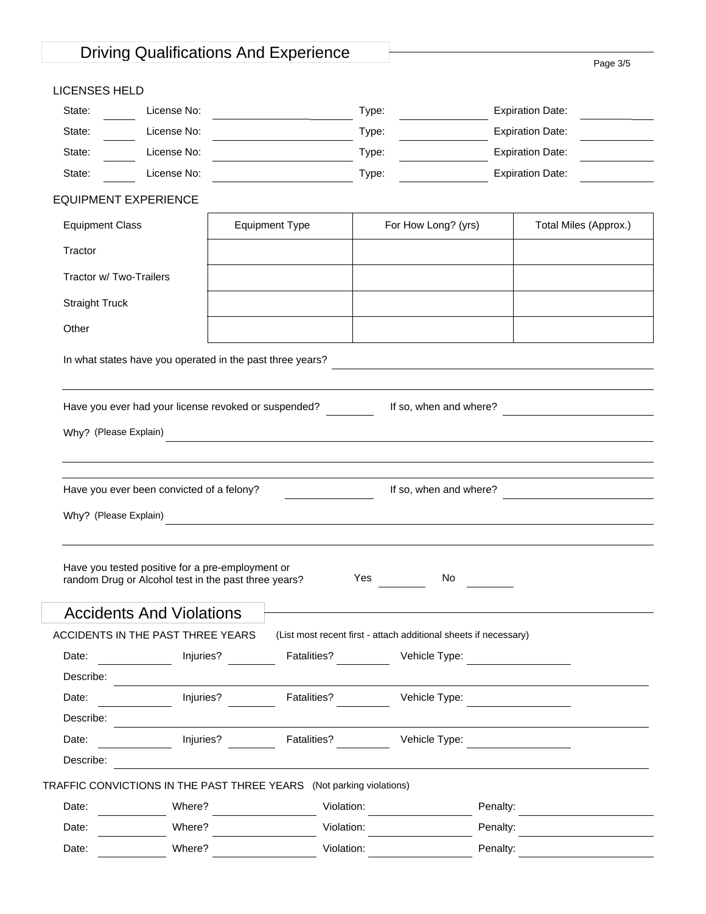## Driving Qualifications And Experience

### LICENSES HELD

State: ______ License No: ______________________ Type: ______________ Expiration Date: ____________

State: ______ License No: ______________________ Type: ______________ Expiration Date: ____________

State: ______ License No: ______________________ Type: ______________ Expiration Date: ____________

State: ______ License No: ______________________ Type: ______________ Expiration Date: ____________

### EQUIPMENT EXPERIENCE

| Equipment Class | Equipment Type | For How Long? (yrs) | Total Miles (Approx.) |
|---|---|---|---|
| Tractor | | | |
| Tractor w/ Two-Trailers | | | |
| Straight Truck | | | |
| Other | | | |

In what states have you operated in the past three years? ______________________________________

______________________________________________________________________

Have you ever had your license revoked or suspended? ________ If so, when and where? ______________

Why? (Please Explain) ______________________________________________________________

______________________________________________________________________

Have you ever been convicted of a felony? ____________ If so, when and where? ______________

Why? (Please Explain) ______________________________________________________________

______________________________________________________________________

Have you tested positive for a pre-employment or random Drug or Alcohol test in the past three years? Yes ________ No ________

## Accidents And Violations

ACCIDENTS IN THE PAST THREE YEARS (List most recent first - attach additional sheets if necessary)

Date: __________ Injuries? ________ Fatalities? ________ Vehicle Type: ______________

Describe: ______________________________________________________________

Date: __________ Injuries? ________ Fatalities? ________ Vehicle Type: ______________

Describe: ______________________________________________________________

Date: __________ Injuries? ________ Fatalities? ________ Vehicle Type: ______________

Describe: ______________________________________________________________

TRAFFIC CONVICTIONS IN THE PAST THREE YEARS (Not parking violations)

Date: __________ Where? ______________ Violation: ______________ Penalty: ______________

Date: __________ Where? ______________ Violation: ______________ Penalty: ______________

Date: __________ Where? ______________ Violation: ______________ Penalty: ______________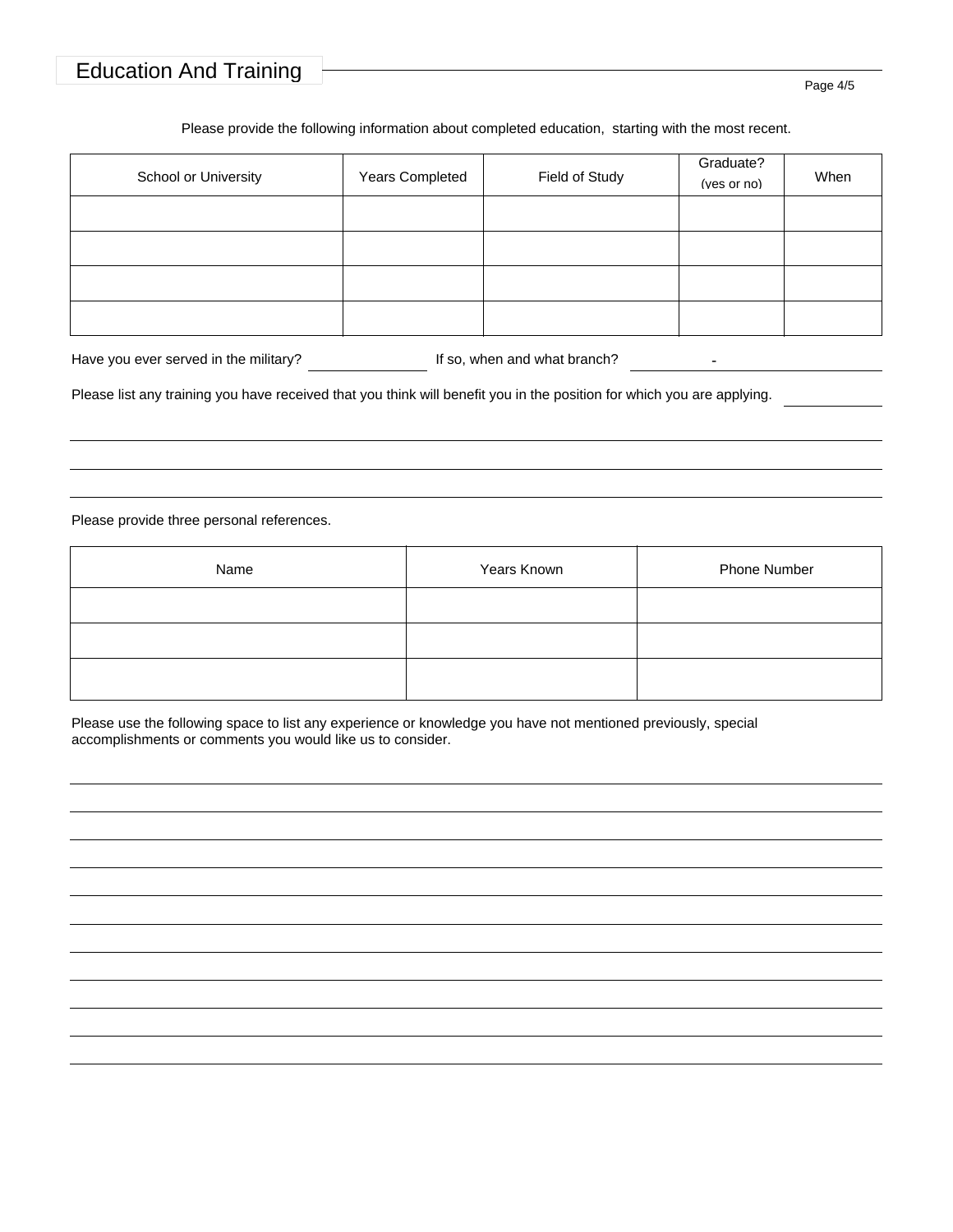## Education And Training

Please provide the following information about completed education, starting with the most recent.

| School or University | Years Completed | Field of Study | Graduate? (yes or no) | When |
|---|---|---|---|---|
| | | | | |
| | | | | |
| | | | | |
| | | | | |

Have you ever served in the military? ______________ If so, when and what branch? __________ - __________

Please list any training you have received that you think will benefit you in the position for which you are applying. __________

______________________________________________________________________

______________________________________________________________________

______________________________________________________________________

Please provide three personal references.

| Name | Years Known | Phone Number |
|---|---|---|
| | | |
| | | |
| | | |

Please use the following space to list any experience or knowledge you have not mentioned previously, special accomplishments or comments you would like us to consider.

______________________________________________________________________

______________________________________________________________________

______________________________________________________________________

______________________________________________________________________

______________________________________________________________________

______________________________________________________________________

______________________________________________________________________

______________________________________________________________________

______________________________________________________________________

______________________________________________________________________

______________________________________________________________________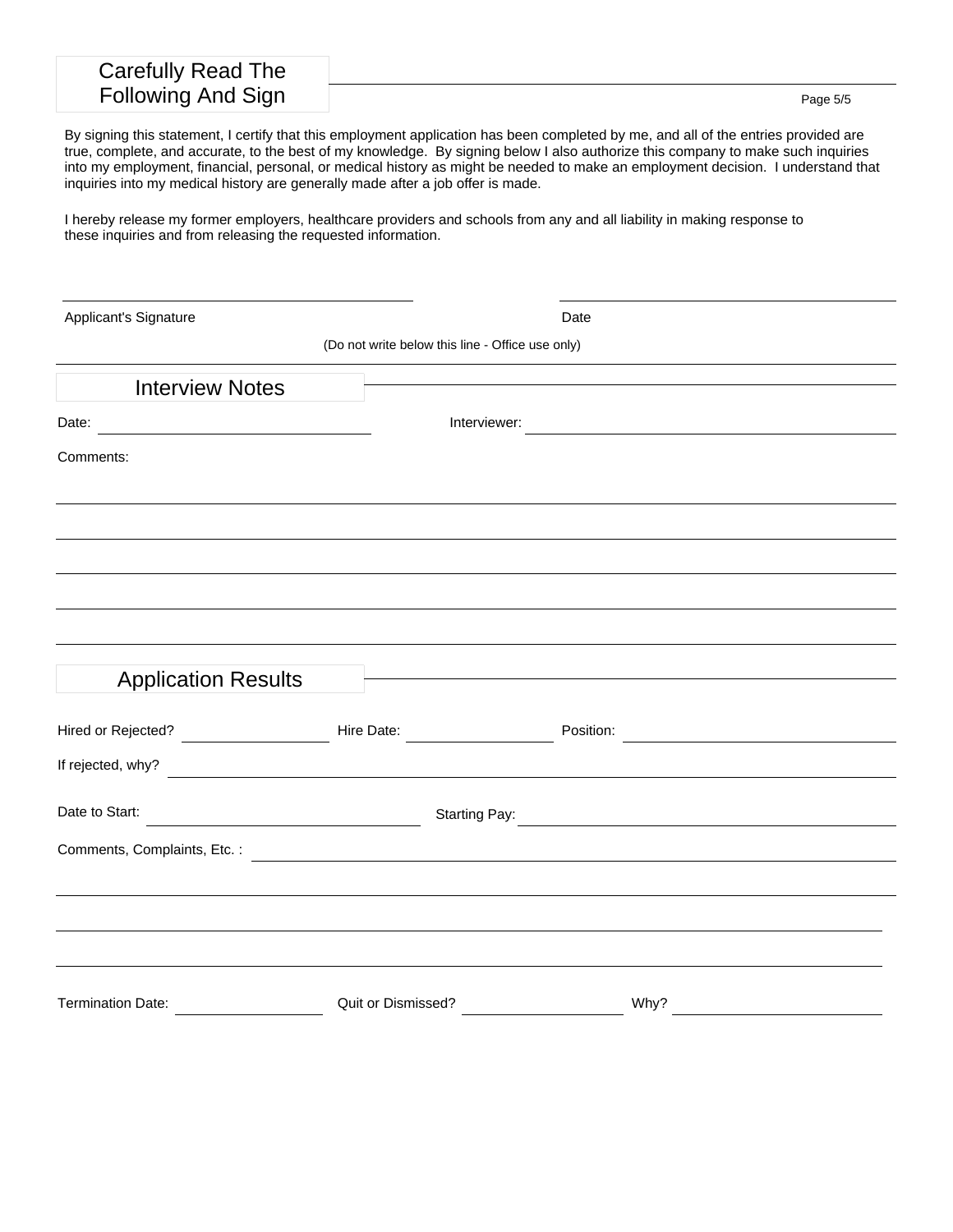## Carefully Read The Following And Sign

By signing this statement, I certify that this employment application has been completed by me, and all of the entries provided are true, complete, and accurate, to the best of my knowledge. By signing below I also authorize this company to make such inquiries into my employment, financial, personal, or medical history as might be needed to make an employment decision. I understand that inquiries into my medical history are generally made after a job offer is made.

I hereby release my former employers, healthcare providers and schools from any and all liability in making response to these inquiries and from releasing the requested information.

\_\_\_\_\_\_\_\_\_\_\_\_\_\_\_\_\_\_\_\_\_\_\_\_\_\_\_\_\_\_ \_\_\_\_\_\_\_\_\_\_\_\_\_\_\_\_\_\_\_\_\_\_\_\_\_\_\_\_\_\_

Applicant's Signature Date

(Do not write below this line - Office use only)

## Interview Notes

Date: \_\_\_\_\_\_\_\_\_\_\_\_\_\_\_\_\_\_\_\_ Interviewer: \_\_\_\_\_\_\_\_\_\_\_\_\_\_\_\_\_\_\_\_\_\_\_\_\_\_\_\_

Comments:

\_\_\_\_\_\_\_\_\_\_\_\_\_\_\_\_\_\_\_\_\_\_\_\_\_\_\_\_\_\_\_\_\_\_\_\_\_\_\_\_\_\_\_\_\_\_\_\_\_\_\_\_\_\_\_\_\_\_\_\_

\_\_\_\_\_\_\_\_\_\_\_\_\_\_\_\_\_\_\_\_\_\_\_\_\_\_\_\_\_\_\_\_\_\_\_\_\_\_\_\_\_\_\_\_\_\_\_\_\_\_\_\_\_\_\_\_\_\_\_\_

\_\_\_\_\_\_\_\_\_\_\_\_\_\_\_\_\_\_\_\_\_\_\_\_\_\_\_\_\_\_\_\_\_\_\_\_\_\_\_\_\_\_\_\_\_\_\_\_\_\_\_\_\_\_\_\_\_\_\_\_

\_\_\_\_\_\_\_\_\_\_\_\_\_\_\_\_\_\_\_\_\_\_\_\_\_\_\_\_\_\_\_\_\_\_\_\_\_\_\_\_\_\_\_\_\_\_\_\_\_\_\_\_\_\_\_\_\_\_\_\_

\_\_\_\_\_\_\_\_\_\_\_\_\_\_\_\_\_\_\_\_\_\_\_\_\_\_\_\_\_\_\_\_\_\_\_\_\_\_\_\_\_\_\_\_\_\_\_\_\_\_\_\_\_\_\_\_\_\_\_\_

## Application Results

Hired or Rejected? \_\_\_\_\_\_\_\_\_\_ Hire Date: \_\_\_\_\_\_\_\_\_\_ Position: \_\_\_\_\_\_\_\_\_\_\_\_\_\_\_\_\_\_\_\_

If rejected, why? \_\_\_\_\_\_\_\_\_\_\_\_\_\_\_\_\_\_\_\_\_\_\_\_\_\_\_\_\_\_\_\_\_\_\_\_\_\_\_\_\_\_\_\_\_\_\_\_

Date to Start: \_\_\_\_\_\_\_\_\_\_\_\_\_\_\_\_\_\_\_\_ Starting Pay: \_\_\_\_\_\_\_\_\_\_\_\_\_\_\_\_\_\_\_\_\_\_\_\_\_\_\_\_

Comments, Complaints, Etc. : \_\_\_\_\_\_\_\_\_\_\_\_\_\_\_\_\_\_\_\_\_\_\_\_\_\_\_\_\_\_\_\_\_\_\_\_\_\_\_\_\_\_\_\_\_\_\_\_

\_\_\_\_\_\_\_\_\_\_\_\_\_\_\_\_\_\_\_\_\_\_\_\_\_\_\_\_\_\_\_\_\_\_\_\_\_\_\_\_\_\_\_\_\_\_\_\_\_\_\_\_\_\_\_\_\_\_\_\_

\_\_\_\_\_\_\_\_\_\_\_\_\_\_\_\_\_\_\_\_\_\_\_\_\_\_\_\_\_\_\_\_\_\_\_\_\_\_\_\_\_\_\_\_\_\_\_\_\_\_\_\_\_\_\_\_\_\_\_\_

\_\_\_\_\_\_\_\_\_\_\_\_\_\_\_\_\_\_\_\_\_\_\_\_\_\_\_\_\_\_\_\_\_\_\_\_\_\_\_\_\_\_\_\_\_\_\_\_\_\_\_\_\_\_\_\_\_\_\_\_

Termination Date: \_\_\_\_\_\_\_\_\_\_ Quit or Dismissed? \_\_\_\_\_\_\_\_\_\_ Why? \_\_\_\_\_\_\_\_\_\_\_\_\_\_\_\_